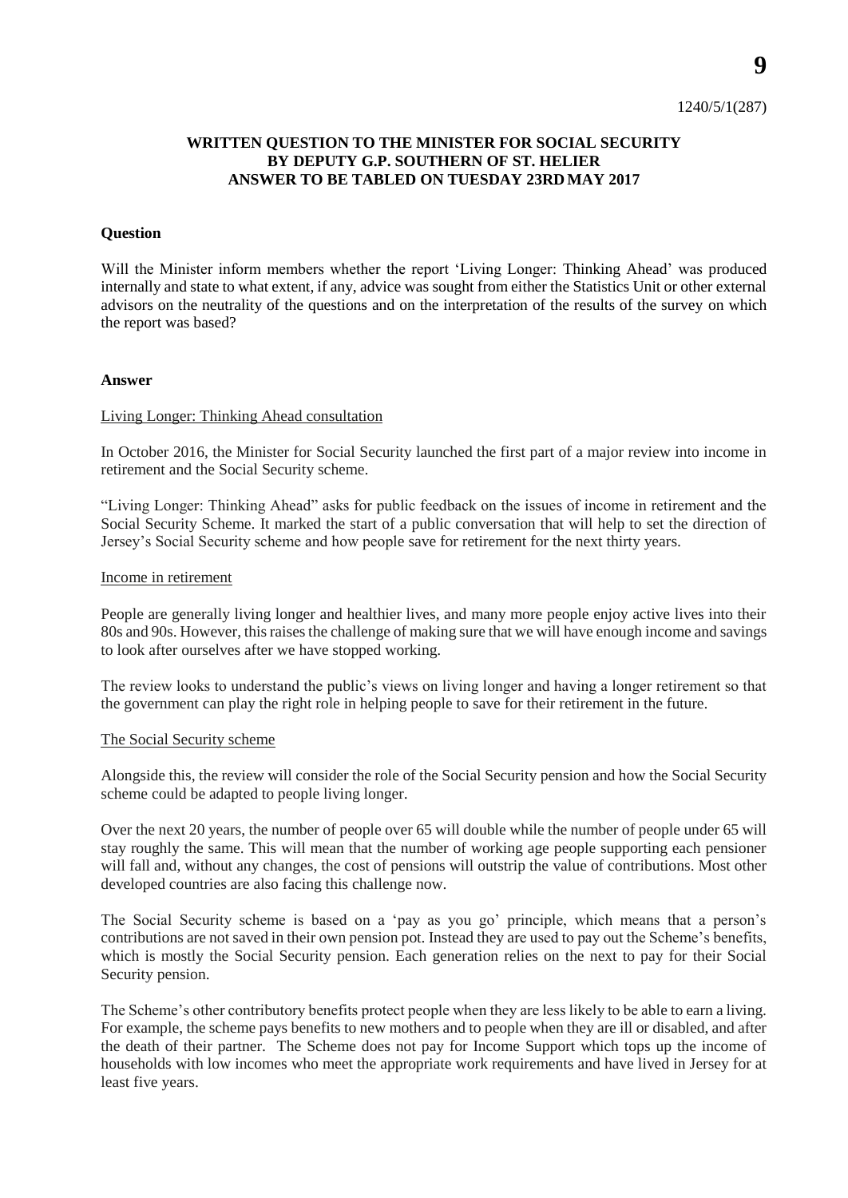1240/5/1(287)

**WRITTEN QUESTION TO THE MINISTER FOR SOCIAL SECURITY BY DEPUTY G.P. SOUTHERN OF ST. HELIER ANSWER TO BE TABLED ON TUESDAY 23RD MAY 2017**

**Question**

Will the Minister inform members whether the report 'Living Longer: Thinking Ahead' was produced internally and state to what extent, if any, advice was sought from either the Statistics Unit or other external advisors on the neutrality of the questions and on the interpretation of the results of the survey on which the report was based?

**Answer**

Living Longer: Thinking Ahead consultation

In October 2016, the Minister for Social Security launched the first part of a major review into income in retirement and the Social Security scheme.

"Living Longer: Thinking Ahead" asks for public feedback on the issues of income in retirement and the Social Security Scheme. It marked the start of a public conversation that will help to set the direction of Jersey's Social Security scheme and how people save for retirement for the next thirty years.

Income in retirement

People are generally living longer and healthier lives, and many more people enjoy active lives into their 80s and 90s. However, this raises the challenge of making sure that we will have enough income and savings to look after ourselves after we have stopped working.

The review looks to understand the public's views on living longer and having a longer retirement so that the government can play the right role in helping people to save for their retirement in the future.

The Social Security scheme

Alongside this, the review will consider the role of the Social Security pension and how the Social Security scheme could be adapted to people living longer.

Over the next 20 years, the number of people over 65 will double while the number of people under 65 will stay roughly the same. This will mean that the number of working age people supporting each pensioner will fall and, without any changes, the cost of pensions will outstrip the value of contributions. Most other developed countries are also facing this challenge now.

The Social Security scheme is based on a 'pay as you go' principle, which means that a person's contributions are not saved in their own pension pot. Instead they are used to pay out the Scheme's benefits, which is mostly the Social Security pension. Each generation relies on the next to pay for their Social Security pension.

The Scheme's other contributory benefits protect people when they are less likely to be able to earn a living. For example, the scheme pays benefits to new mothers and to people when they are ill or disabled, and after the death of their partner. The Scheme does not pay for Income Support which tops up the income of households with low incomes who meet the appropriate work requirements and have lived in Jersey for at least five years.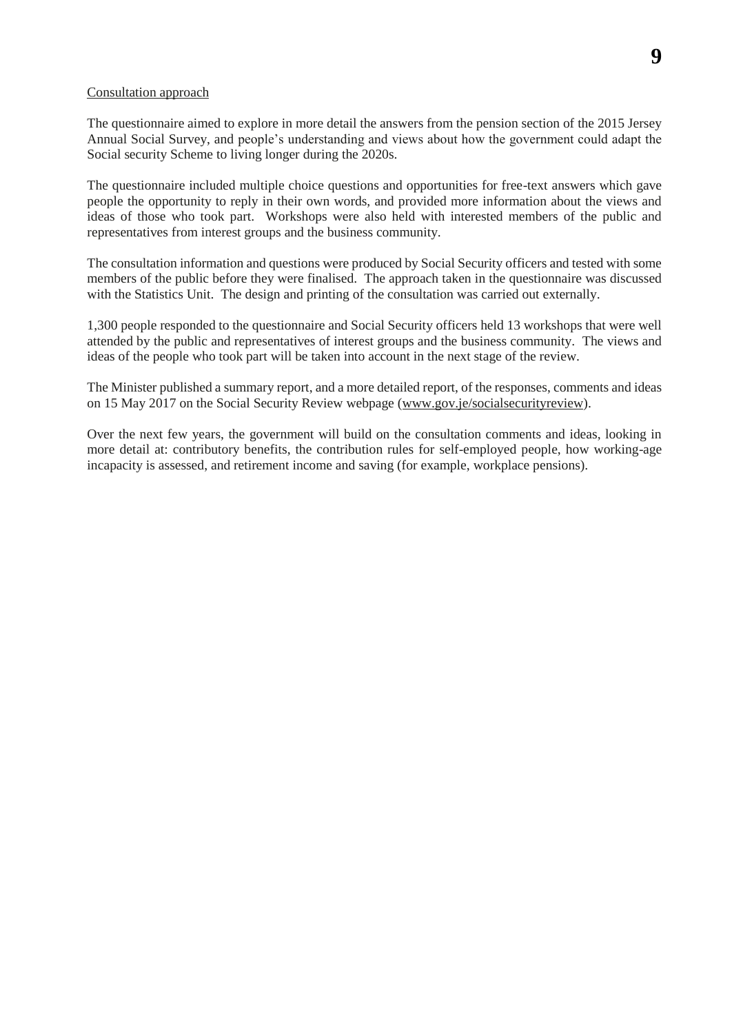Consultation approach

The questionnaire aimed to explore in more detail the answers from the pension section of the 2015 Jersey Annual Social Survey, and people's understanding and views about how the government could adapt the Social security Scheme to living longer during the 2020s.

The questionnaire included multiple choice questions and opportunities for free-text answers which gave people the opportunity to reply in their own words, and provided more information about the views and ideas of those who took part. Workshops were also held with interested members of the public and representatives from interest groups and the business community.

The consultation information and questions were produced by Social Security officers and tested with some members of the public before they were finalised. The approach taken in the questionnaire was discussed with the Statistics Unit. The design and printing of the consultation was carried out externally.

1,300 people responded to the questionnaire and Social Security officers held 13 workshops that were well attended by the public and representatives of interest groups and the business community. The views and ideas of the people who took part will be taken into account in the next stage of the review.

The Minister published a summary report, and a more detailed report, of the responses, comments and ideas on 15 May 2017 on the Social Security Review webpage (www.gov.je/socialsecurityreview).

Over the next few years, the government will build on the consultation comments and ideas, looking in more detail at: contributory benefits, the contribution rules for self-employed people, how working-age incapacity is assessed, and retirement income and saving (for example, workplace pensions).